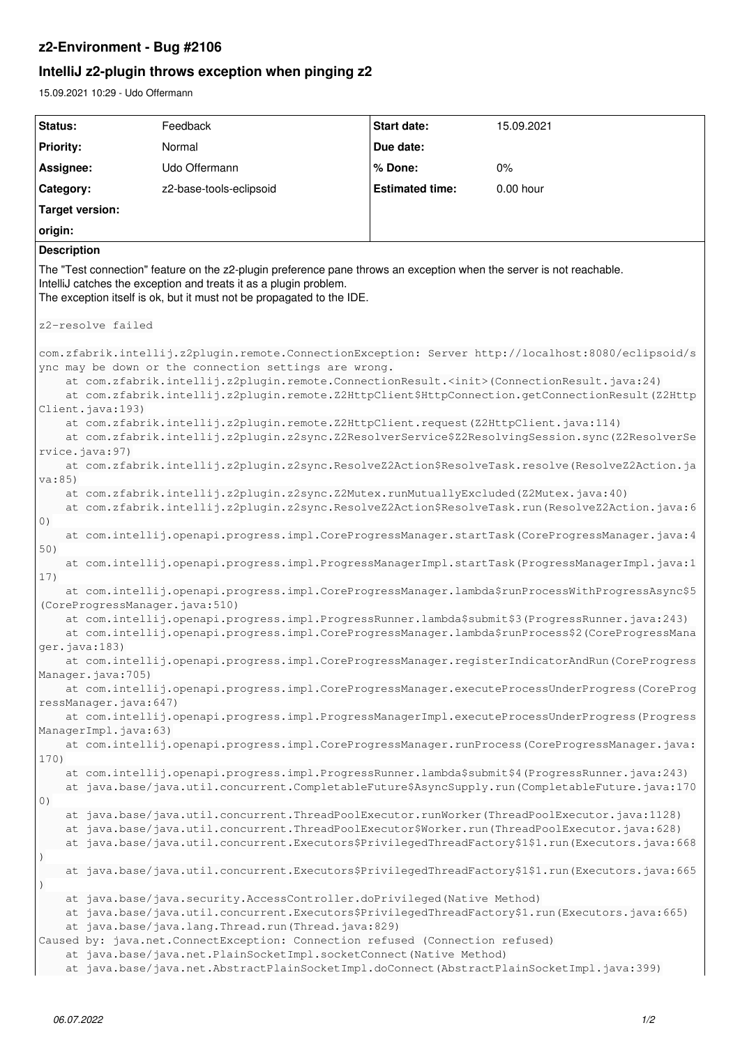# z2-Environment - Bug #2106

## IntelliJ z2-plugin throws exception when pinging z2

15.09.2021 10:29 - Udo Offermann

| Status: | Feedback | Start date: | 15.09.2021 |
|---|---|---|---|
| Priority: | Normal | Due date: | |
| Assignee: | Udo Offermann | % Done: | 0% |
| Category: | z2-base-tools-eclipsoid | Estimated time: | 0.00 hour |
| Target version: | | | |
| origin: | | | |

**Description**

The "Test connection" feature on the z2-plugin preference pane throws an exception when the server is not reachable.
IntelliJ catches the exception and treats it as a plugin problem.
The exception itself is ok, but it must not be propagated to the IDE.

```
z2-resolve failed

com.zfabrik.intellij.z2plugin.remote.ConnectionException: Server http://localhost:8080/eclipsoid/sync may be down or the connection settings are wrong.
    at com.zfabrik.intellij.z2plugin.remote.ConnectionResult.<init>(ConnectionResult.java:24)
    at com.zfabrik.intellij.z2plugin.remote.Z2HttpClient$HttpConnection.getConnectionResult(Z2HttpClient.java:193)
    at com.zfabrik.intellij.z2plugin.remote.Z2HttpClient.request(Z2HttpClient.java:114)
    at com.zfabrik.intellij.z2plugin.z2sync.Z2ResolverService$Z2ResolvingSession.sync(Z2ResolverService.java:97)
    at com.zfabrik.intellij.z2plugin.z2sync.ResolveZ2Action$ResolveTask.resolve(ResolveZ2Action.java:85)
    at com.zfabrik.intellij.z2plugin.z2sync.Z2Mutex.runMutuallyExcluded(Z2Mutex.java:40)
    at com.zfabrik.intellij.z2plugin.z2sync.ResolveZ2Action$ResolveTask.run(ResolveZ2Action.java:60)
    at com.intellij.openapi.progress.impl.CoreProgressManager.startTask(CoreProgressManager.java:450)
    at com.intellij.openapi.progress.impl.ProgressManagerImpl.startTask(ProgressManagerImpl.java:117)
    at com.intellij.openapi.progress.impl.CoreProgressManager.lambda$runProcessWithProgressAsync$5(CoreProgressManager.java:510)
    at com.intellij.openapi.progress.impl.ProgressRunner.lambda$submit$3(ProgressRunner.java:243)
    at com.intellij.openapi.progress.impl.CoreProgressManager.lambda$runProcess$2(CoreProgressManager.java:183)
    at com.intellij.openapi.progress.impl.CoreProgressManager.registerIndicatorAndRun(CoreProgressManager.java:705)
    at com.intellij.openapi.progress.impl.CoreProgressManager.executeProcessUnderProgress(CoreProgressManager.java:647)
    at com.intellij.openapi.progress.impl.ProgressManagerImpl.executeProcessUnderProgress(ProgressManagerImpl.java:63)
    at com.intellij.openapi.progress.impl.CoreProgressManager.runProcess(CoreProgressManager.java:170)
    at com.intellij.openapi.progress.impl.ProgressRunner.lambda$submit$4(ProgressRunner.java:243)
    at java.base/java.util.concurrent.CompletableFuture$AsyncSupply.run(CompletableFuture.java:1700)
    at java.base/java.util.concurrent.ThreadPoolExecutor.runWorker(ThreadPoolExecutor.java:1128)
    at java.base/java.util.concurrent.ThreadPoolExecutor$Worker.run(ThreadPoolExecutor.java:628)
    at java.base/java.util.concurrent.Executors$PrivilegedThreadFactory$1$1.run(Executors.java:668)
    at java.base/java.util.concurrent.Executors$PrivilegedThreadFactory$1$1.run(Executors.java:665)
    at java.base/java.security.AccessController.doPrivileged(Native Method)
    at java.base/java.util.concurrent.Executors$PrivilegedThreadFactory$1.run(Executors.java:665)
    at java.base/java.lang.Thread.run(Thread.java:829)
Caused by: java.net.ConnectException: Connection refused (Connection refused)
    at java.base/java.net.PlainSocketImpl.socketConnect(Native Method)
    at java.base/java.net.AbstractPlainSocketImpl.doConnect(AbstractPlainSocketImpl.java:399)
```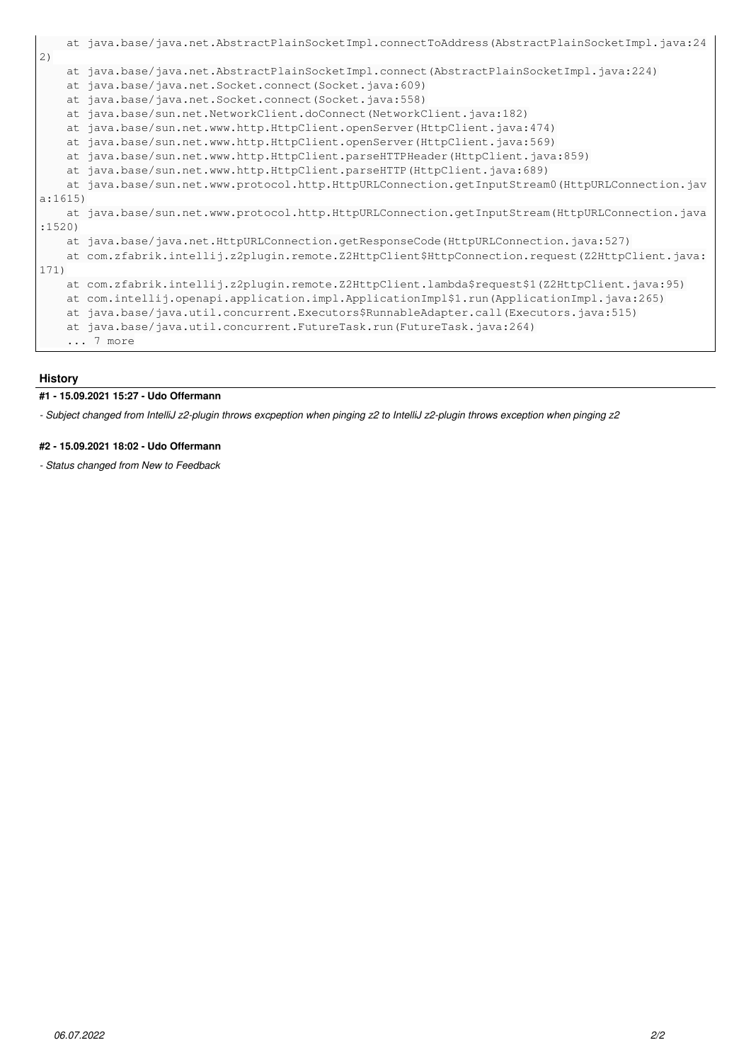```
    at java.base/java.net.AbstractPlainSocketImpl.connectToAddress(AbstractPlainSocketImpl.java:242)
    at java.base/java.net.AbstractPlainSocketImpl.connect(AbstractPlainSocketImpl.java:224)
    at java.base/java.net.Socket.connect(Socket.java:609)
    at java.base/java.net.Socket.connect(Socket.java:558)
    at java.base/sun.net.NetworkClient.doConnect(NetworkClient.java:182)
    at java.base/sun.net.www.http.HttpClient.openServer(HttpClient.java:474)
    at java.base/sun.net.www.http.HttpClient.openServer(HttpClient.java:569)
    at java.base/sun.net.www.http.HttpClient.parseHTTPHeader(HttpClient.java:859)
    at java.base/sun.net.www.http.HttpClient.parseHTTP(HttpClient.java:689)
    at java.base/sun.net.www.protocol.http.HttpURLConnection.getInputStream0(HttpURLConnection.java:1615)
    at java.base/sun.net.www.protocol.http.HttpURLConnection.getInputStream(HttpURLConnection.java:1520)
    at java.base/java.net.HttpURLConnection.getResponseCode(HttpURLConnection.java:527)
    at com.zfabrik.intellij.z2plugin.remote.Z2HttpClient$HttpConnection.request(Z2HttpClient.java:171)
    at com.zfabrik.intellij.z2plugin.remote.Z2HttpClient.lambda$request$1(Z2HttpClient.java:95)
    at com.intellij.openapi.application.impl.ApplicationImpl$1.run(ApplicationImpl.java:265)
    at java.base/java.util.concurrent.Executors$RunnableAdapter.call(Executors.java:515)
    at java.base/java.util.concurrent.FutureTask.run(FutureTask.java:264)
    ... 7 more
```

## History

#### #1 - 15.09.2021 15:27 - Udo Offermann

*- Subject changed from IntelliJ z2-plugin throws excpeption when pinging z2 to IntelliJ z2-plugin throws exception when pinging z2*

#### #2 - 15.09.2021 18:02 - Udo Offermann

*- Status changed from New to Feedback*